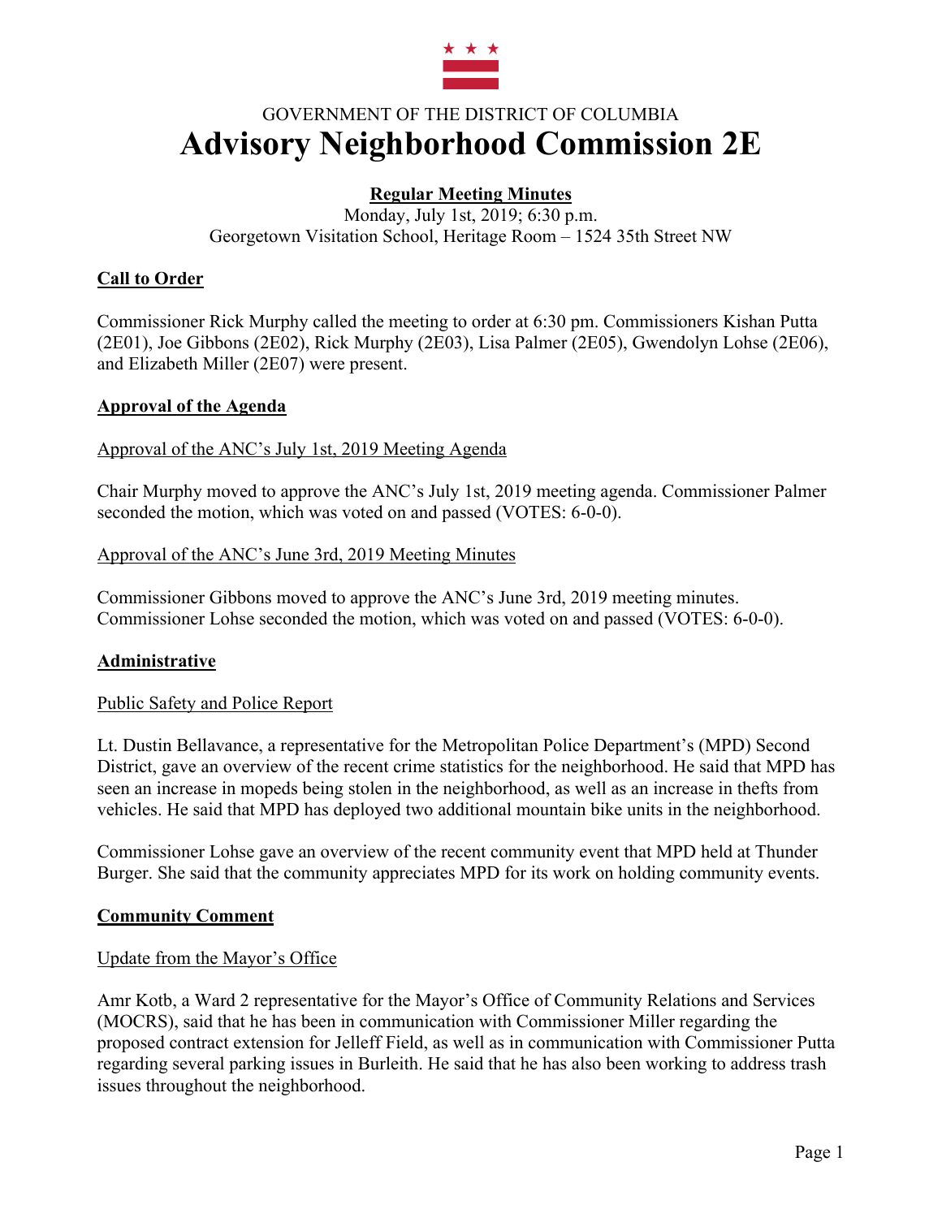GOVERNMENT OF THE DISTRICT OF COLUMBIA

# Advisory Neighborhood Commission 2E

**Regular Meeting Minutes**

Monday, July 1st, 2019; 6:30 p.m.
Georgetown Visitation School, Heritage Room – 1524 35th Street NW

## Call to Order

Commissioner Rick Murphy called the meeting to order at 6:30 pm. Commissioners Kishan Putta (2E01), Joe Gibbons (2E02), Rick Murphy (2E03), Lisa Palmer (2E05), Gwendolyn Lohse (2E06), and Elizabeth Miller (2E07) were present.

## Approval of the Agenda

### Approval of the ANC's July 1st, 2019 Meeting Agenda

Chair Murphy moved to approve the ANC's July 1st, 2019 meeting agenda. Commissioner Palmer seconded the motion, which was voted on and passed (VOTES: 6-0-0).

### Approval of the ANC's June 3rd, 2019 Meeting Minutes

Commissioner Gibbons moved to approve the ANC's June 3rd, 2019 meeting minutes. Commissioner Lohse seconded the motion, which was voted on and passed (VOTES: 6-0-0).

## Administrative

### Public Safety and Police Report

Lt. Dustin Bellavance, a representative for the Metropolitan Police Department's (MPD) Second District, gave an overview of the recent crime statistics for the neighborhood. He said that MPD has seen an increase in mopeds being stolen in the neighborhood, as well as an increase in thefts from vehicles. He said that MPD has deployed two additional mountain bike units in the neighborhood.

Commissioner Lohse gave an overview of the recent community event that MPD held at Thunder Burger. She said that the community appreciates MPD for its work on holding community events.

## Community Comment

### Update from the Mayor's Office

Amr Kotb, a Ward 2 representative for the Mayor's Office of Community Relations and Services (MOCRS), said that he has been in communication with Commissioner Miller regarding the proposed contract extension for Jelleff Field, as well as in communication with Commissioner Putta regarding several parking issues in Burleith. He said that he has also been working to address trash issues throughout the neighborhood.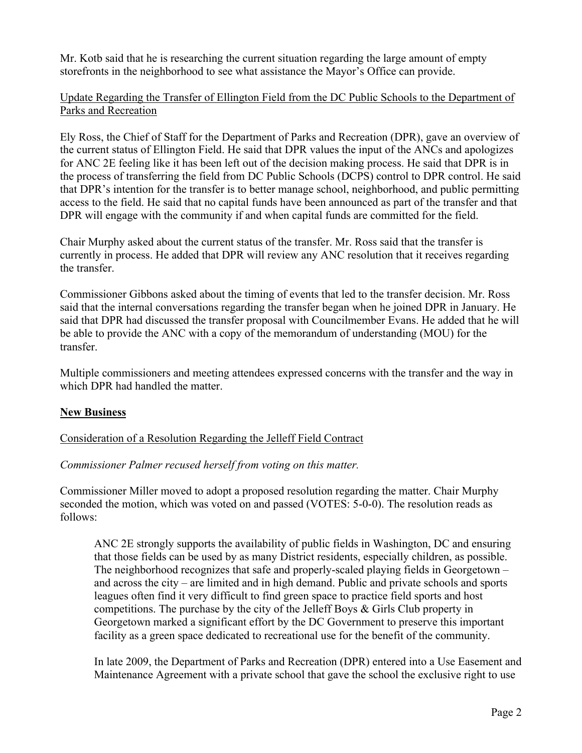Mr. Kotb said that he is researching the current situation regarding the large amount of empty storefronts in the neighborhood to see what assistance the Mayor's Office can provide.

Update Regarding the Transfer of Ellington Field from the DC Public Schools to the Department of Parks and Recreation

Ely Ross, the Chief of Staff for the Department of Parks and Recreation (DPR), gave an overview of the current status of Ellington Field. He said that DPR values the input of the ANCs and apologizes for ANC 2E feeling like it has been left out of the decision making process. He said that DPR is in the process of transferring the field from DC Public Schools (DCPS) control to DPR control. He said that DPR's intention for the transfer is to better manage school, neighborhood, and public permitting access to the field. He said that no capital funds have been announced as part of the transfer and that DPR will engage with the community if and when capital funds are committed for the field.

Chair Murphy asked about the current status of the transfer. Mr. Ross said that the transfer is currently in process. He added that DPR will review any ANC resolution that it receives regarding the transfer.

Commissioner Gibbons asked about the timing of events that led to the transfer decision. Mr. Ross said that the internal conversations regarding the transfer began when he joined DPR in January. He said that DPR had discussed the transfer proposal with Councilmember Evans. He added that he will be able to provide the ANC with a copy of the memorandum of understanding (MOU) for the transfer.

Multiple commissioners and meeting attendees expressed concerns with the transfer and the way in which DPR had handled the matter.

**New Business**

Consideration of a Resolution Regarding the Jelleff Field Contract

*Commissioner Palmer recused herself from voting on this matter.*

Commissioner Miller moved to adopt a proposed resolution regarding the matter. Chair Murphy seconded the motion, which was voted on and passed (VOTES: 5-0-0). The resolution reads as follows:

> ANC 2E strongly supports the availability of public fields in Washington, DC and ensuring that those fields can be used by as many District residents, especially children, as possible. The neighborhood recognizes that safe and properly-scaled playing fields in Georgetown – and across the city – are limited and in high demand. Public and private schools and sports leagues often find it very difficult to find green space to practice field sports and host competitions. The purchase by the city of the Jelleff Boys & Girls Club property in Georgetown marked a significant effort by the DC Government to preserve this important facility as a green space dedicated to recreational use for the benefit of the community.
>
> In late 2009, the Department of Parks and Recreation (DPR) entered into a Use Easement and Maintenance Agreement with a private school that gave the school the exclusive right to use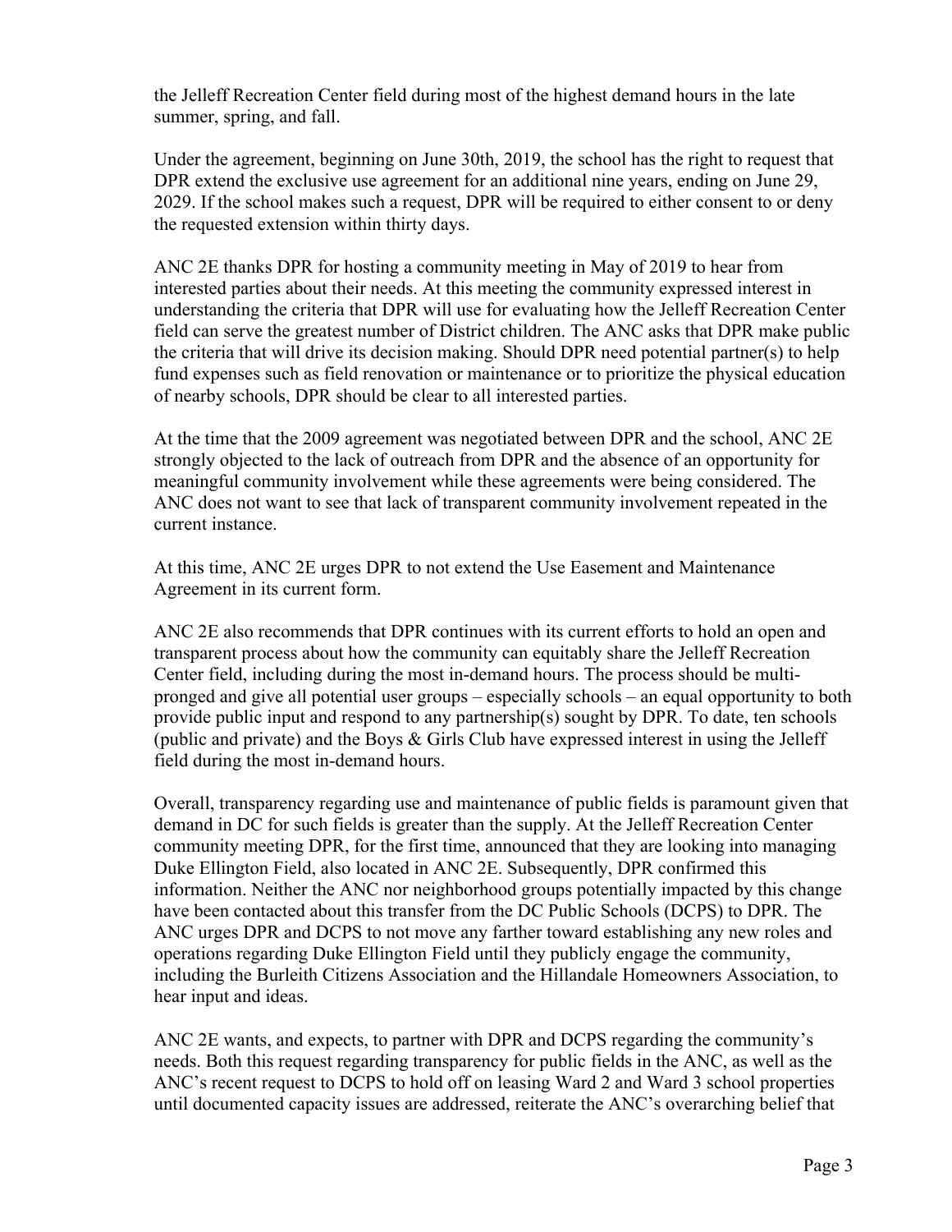the Jelleff Recreation Center field during most of the highest demand hours in the late summer, spring, and fall.

Under the agreement, beginning on June 30th, 2019, the school has the right to request that DPR extend the exclusive use agreement for an additional nine years, ending on June 29, 2029. If the school makes such a request, DPR will be required to either consent to or deny the requested extension within thirty days.

ANC 2E thanks DPR for hosting a community meeting in May of 2019 to hear from interested parties about their needs. At this meeting the community expressed interest in understanding the criteria that DPR will use for evaluating how the Jelleff Recreation Center field can serve the greatest number of District children. The ANC asks that DPR make public the criteria that will drive its decision making. Should DPR need potential partner(s) to help fund expenses such as field renovation or maintenance or to prioritize the physical education of nearby schools, DPR should be clear to all interested parties.

At the time that the 2009 agreement was negotiated between DPR and the school, ANC 2E strongly objected to the lack of outreach from DPR and the absence of an opportunity for meaningful community involvement while these agreements were being considered. The ANC does not want to see that lack of transparent community involvement repeated in the current instance.

At this time, ANC 2E urges DPR to not extend the Use Easement and Maintenance Agreement in its current form.

ANC 2E also recommends that DPR continues with its current efforts to hold an open and transparent process about how the community can equitably share the Jelleff Recreation Center field, including during the most in-demand hours. The process should be multi-pronged and give all potential user groups – especially schools – an equal opportunity to both provide public input and respond to any partnership(s) sought by DPR. To date, ten schools (public and private) and the Boys & Girls Club have expressed interest in using the Jelleff field during the most in-demand hours.

Overall, transparency regarding use and maintenance of public fields is paramount given that demand in DC for such fields is greater than the supply. At the Jelleff Recreation Center community meeting DPR, for the first time, announced that they are looking into managing Duke Ellington Field, also located in ANC 2E. Subsequently, DPR confirmed this information. Neither the ANC nor neighborhood groups potentially impacted by this change have been contacted about this transfer from the DC Public Schools (DCPS) to DPR. The ANC urges DPR and DCPS to not move any farther toward establishing any new roles and operations regarding Duke Ellington Field until they publicly engage the community, including the Burleith Citizens Association and the Hillandale Homeowners Association, to hear input and ideas.

ANC 2E wants, and expects, to partner with DPR and DCPS regarding the community's needs. Both this request regarding transparency for public fields in the ANC, as well as the ANC's recent request to DCPS to hold off on leasing Ward 2 and Ward 3 school properties until documented capacity issues are addressed, reiterate the ANC's overarching belief that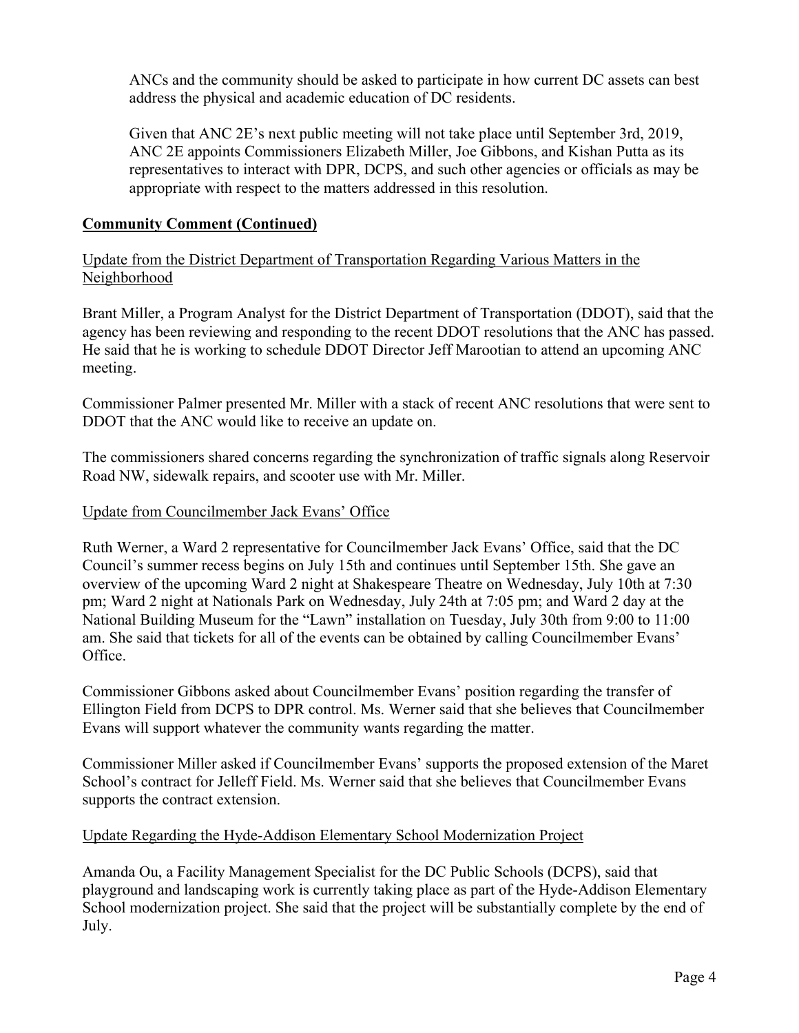ANCs and the community should be asked to participate in how current DC assets can best address the physical and academic education of DC residents.

Given that ANC 2E's next public meeting will not take place until September 3rd, 2019, ANC 2E appoints Commissioners Elizabeth Miller, Joe Gibbons, and Kishan Putta as its representatives to interact with DPR, DCPS, and such other agencies or officials as may be appropriate with respect to the matters addressed in this resolution.

## Community Comment (Continued)

### Update from the District Department of Transportation Regarding Various Matters in the Neighborhood

Brant Miller, a Program Analyst for the District Department of Transportation (DDOT), said that the agency has been reviewing and responding to the recent DDOT resolutions that the ANC has passed. He said that he is working to schedule DDOT Director Jeff Marootian to attend an upcoming ANC meeting.

Commissioner Palmer presented Mr. Miller with a stack of recent ANC resolutions that were sent to DDOT that the ANC would like to receive an update on.

The commissioners shared concerns regarding the synchronization of traffic signals along Reservoir Road NW, sidewalk repairs, and scooter use with Mr. Miller.

### Update from Councilmember Jack Evans' Office

Ruth Werner, a Ward 2 representative for Councilmember Jack Evans' Office, said that the DC Council's summer recess begins on July 15th and continues until September 15th. She gave an overview of the upcoming Ward 2 night at Shakespeare Theatre on Wednesday, July 10th at 7:30 pm; Ward 2 night at Nationals Park on Wednesday, July 24th at 7:05 pm; and Ward 2 day at the National Building Museum for the "Lawn" installation on Tuesday, July 30th from 9:00 to 11:00 am. She said that tickets for all of the events can be obtained by calling Councilmember Evans' Office.

Commissioner Gibbons asked about Councilmember Evans' position regarding the transfer of Ellington Field from DCPS to DPR control. Ms. Werner said that she believes that Councilmember Evans will support whatever the community wants regarding the matter.

Commissioner Miller asked if Councilmember Evans' supports the proposed extension of the Maret School's contract for Jelleff Field. Ms. Werner said that she believes that Councilmember Evans supports the contract extension.

### Update Regarding the Hyde-Addison Elementary School Modernization Project

Amanda Ou, a Facility Management Specialist for the DC Public Schools (DCPS), said that playground and landscaping work is currently taking place as part of the Hyde-Addison Elementary School modernization project. She said that the project will be substantially complete by the end of July.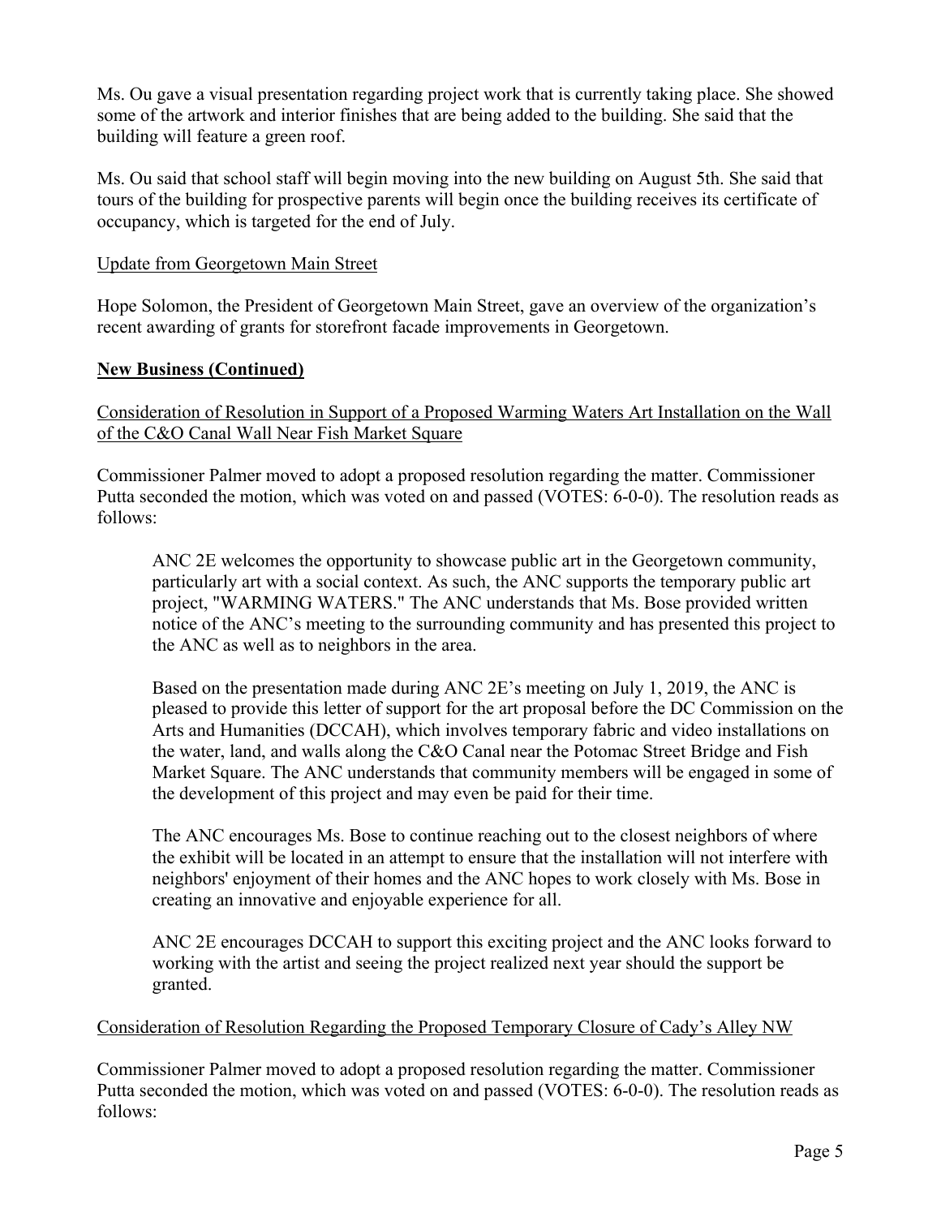Ms. Ou gave a visual presentation regarding project work that is currently taking place. She showed some of the artwork and interior finishes that are being added to the building. She said that the building will feature a green roof.

Ms. Ou said that school staff will begin moving into the new building on August 5th. She said that tours of the building for prospective parents will begin once the building receives its certificate of occupancy, which is targeted for the end of July.

Update from Georgetown Main Street

Hope Solomon, the President of Georgetown Main Street, gave an overview of the organization's recent awarding of grants for storefront facade improvements in Georgetown.

**New Business (Continued)**

Consideration of Resolution in Support of a Proposed Warming Waters Art Installation on the Wall of the C&O Canal Wall Near Fish Market Square

Commissioner Palmer moved to adopt a proposed resolution regarding the matter. Commissioner Putta seconded the motion, which was voted on and passed (VOTES: 6-0-0). The resolution reads as follows:

> ANC 2E welcomes the opportunity to showcase public art in the Georgetown community, particularly art with a social context. As such, the ANC supports the temporary public art project, "WARMING WATERS." The ANC understands that Ms. Bose provided written notice of the ANC's meeting to the surrounding community and has presented this project to the ANC as well as to neighbors in the area.
>
> Based on the presentation made during ANC 2E's meeting on July 1, 2019, the ANC is pleased to provide this letter of support for the art proposal before the DC Commission on the Arts and Humanities (DCCAH), which involves temporary fabric and video installations on the water, land, and walls along the C&O Canal near the Potomac Street Bridge and Fish Market Square. The ANC understands that community members will be engaged in some of the development of this project and may even be paid for their time.
>
> The ANC encourages Ms. Bose to continue reaching out to the closest neighbors of where the exhibit will be located in an attempt to ensure that the installation will not interfere with neighbors' enjoyment of their homes and the ANC hopes to work closely with Ms. Bose in creating an innovative and enjoyable experience for all.
>
> ANC 2E encourages DCCAH to support this exciting project and the ANC looks forward to working with the artist and seeing the project realized next year should the support be granted.

Consideration of Resolution Regarding the Proposed Temporary Closure of Cady's Alley NW

Commissioner Palmer moved to adopt a proposed resolution regarding the matter. Commissioner Putta seconded the motion, which was voted on and passed (VOTES: 6-0-0). The resolution reads as follows: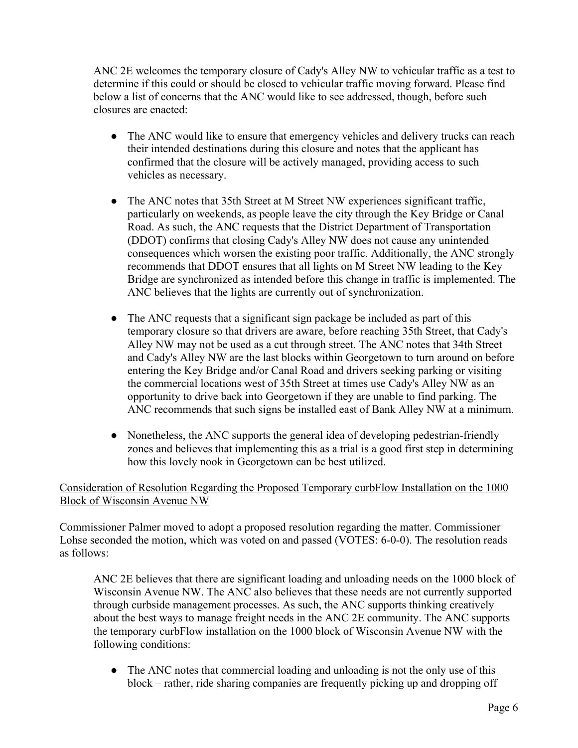ANC 2E welcomes the temporary closure of Cady's Alley NW to vehicular traffic as a test to determine if this could or should be closed to vehicular traffic moving forward. Please find below a list of concerns that the ANC would like to see addressed, though, before such closures are enacted:

- The ANC would like to ensure that emergency vehicles and delivery trucks can reach their intended destinations during this closure and notes that the applicant has confirmed that the closure will be actively managed, providing access to such vehicles as necessary.

- The ANC notes that 35th Street at M Street NW experiences significant traffic, particularly on weekends, as people leave the city through the Key Bridge or Canal Road. As such, the ANC requests that the District Department of Transportation (DDOT) confirms that closing Cady's Alley NW does not cause any unintended consequences which worsen the existing poor traffic. Additionally, the ANC strongly recommends that DDOT ensures that all lights on M Street NW leading to the Key Bridge are synchronized as intended before this change in traffic is implemented. The ANC believes that the lights are currently out of synchronization.

- The ANC requests that a significant sign package be included as part of this temporary closure so that drivers are aware, before reaching 35th Street, that Cady's Alley NW may not be used as a cut through street. The ANC notes that 34th Street and Cady's Alley NW are the last blocks within Georgetown to turn around on before entering the Key Bridge and/or Canal Road and drivers seeking parking or visiting the commercial locations west of 35th Street at times use Cady's Alley NW as an opportunity to drive back into Georgetown if they are unable to find parking. The ANC recommends that such signs be installed east of Bank Alley NW at a minimum.

- Nonetheless, the ANC supports the general idea of developing pedestrian-friendly zones and believes that implementing this as a trial is a good first step in determining how this lovely nook in Georgetown can be best utilized.

<u>Consideration of Resolution Regarding the Proposed Temporary curbFlow Installation on the 1000 Block of Wisconsin Avenue NW</u>

Commissioner Palmer moved to adopt a proposed resolution regarding the matter. Commissioner Lohse seconded the motion, which was voted on and passed (VOTES: 6-0-0). The resolution reads as follows:

ANC 2E believes that there are significant loading and unloading needs on the 1000 block of Wisconsin Avenue NW. The ANC also believes that these needs are not currently supported through curbside management processes. As such, the ANC supports thinking creatively about the best ways to manage freight needs in the ANC 2E community. The ANC supports the temporary curbFlow installation on the 1000 block of Wisconsin Avenue NW with the following conditions:

- The ANC notes that commercial loading and unloading is not the only use of this block – rather, ride sharing companies are frequently picking up and dropping off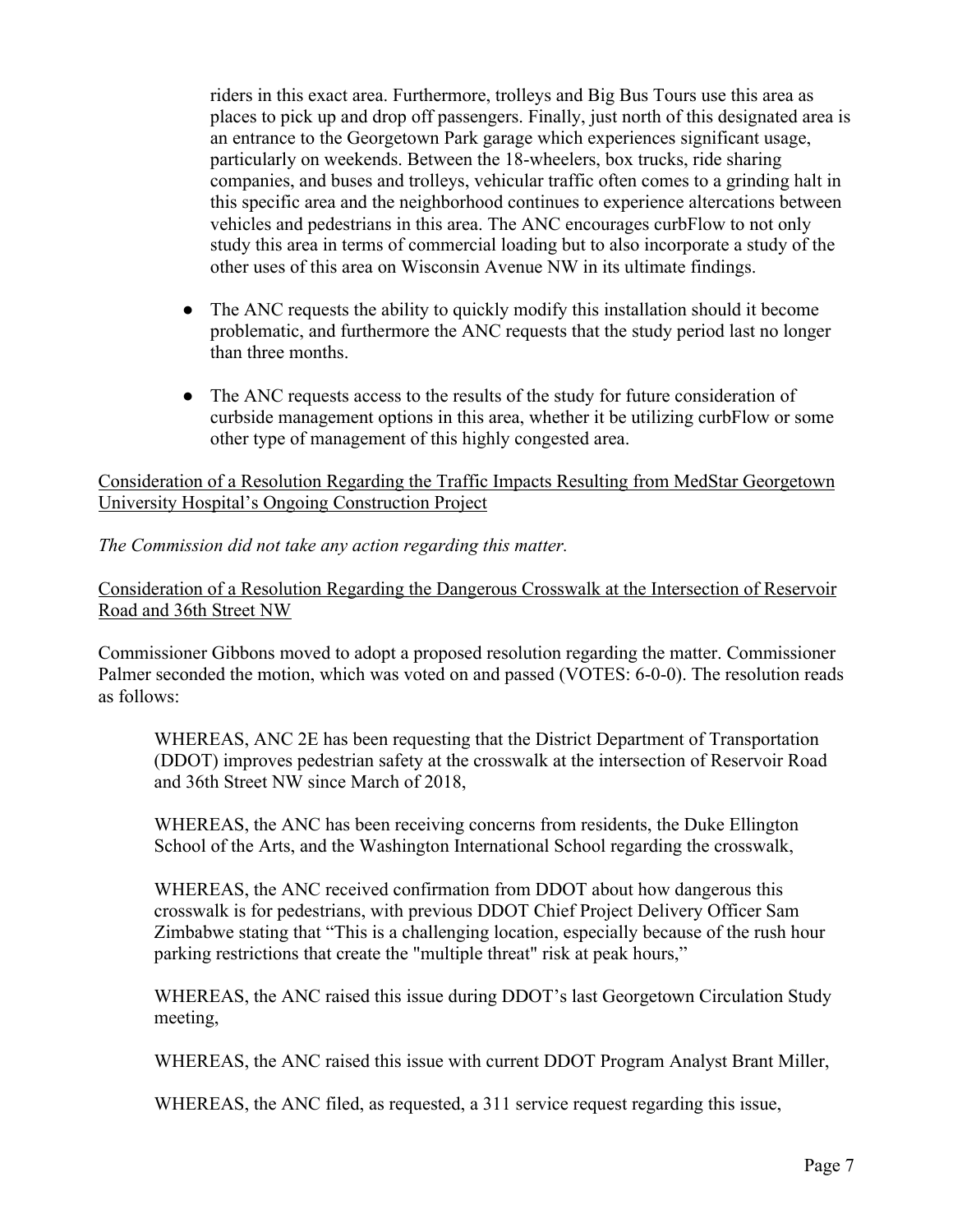riders in this exact area. Furthermore, trolleys and Big Bus Tours use this area as places to pick up and drop off passengers. Finally, just north of this designated area is an entrance to the Georgetown Park garage which experiences significant usage, particularly on weekends. Between the 18-wheelers, box trucks, ride sharing companies, and buses and trolleys, vehicular traffic often comes to a grinding halt in this specific area and the neighborhood continues to experience altercations between vehicles and pedestrians in this area. The ANC encourages curbFlow to not only study this area in terms of commercial loading but to also incorporate a study of the other uses of this area on Wisconsin Avenue NW in its ultimate findings.

- The ANC requests the ability to quickly modify this installation should it become problematic, and furthermore the ANC requests that the study period last no longer than three months.

- The ANC requests access to the results of the study for future consideration of curbside management options in this area, whether it be utilizing curbFlow or some other type of management of this highly congested area.

Consideration of a Resolution Regarding the Traffic Impacts Resulting from MedStar Georgetown University Hospital's Ongoing Construction Project

*The Commission did not take any action regarding this matter.*

Consideration of a Resolution Regarding the Dangerous Crosswalk at the Intersection of Reservoir Road and 36th Street NW

Commissioner Gibbons moved to adopt a proposed resolution regarding the matter. Commissioner Palmer seconded the motion, which was voted on and passed (VOTES: 6-0-0). The resolution reads as follows:

> WHEREAS, ANC 2E has been requesting that the District Department of Transportation (DDOT) improves pedestrian safety at the crosswalk at the intersection of Reservoir Road and 36th Street NW since March of 2018,
>
> WHEREAS, the ANC has been receiving concerns from residents, the Duke Ellington School of the Arts, and the Washington International School regarding the crosswalk,
>
> WHEREAS, the ANC received confirmation from DDOT about how dangerous this crosswalk is for pedestrians, with previous DDOT Chief Project Delivery Officer Sam Zimbabwe stating that "This is a challenging location, especially because of the rush hour parking restrictions that create the "multiple threat" risk at peak hours,"
>
> WHEREAS, the ANC raised this issue during DDOT's last Georgetown Circulation Study meeting,
>
> WHEREAS, the ANC raised this issue with current DDOT Program Analyst Brant Miller,
>
> WHEREAS, the ANC filed, as requested, a 311 service request regarding this issue,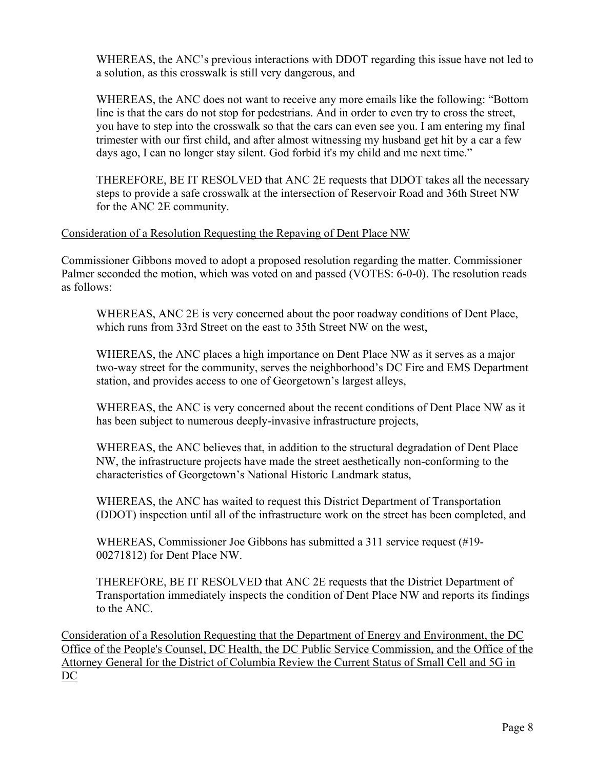WHEREAS, the ANC's previous interactions with DDOT regarding this issue have not led to a solution, as this crosswalk is still very dangerous, and

WHEREAS, the ANC does not want to receive any more emails like the following: "Bottom line is that the cars do not stop for pedestrians. And in order to even try to cross the street, you have to step into the crosswalk so that the cars can even see you. I am entering my final trimester with our first child, and after almost witnessing my husband get hit by a car a few days ago, I can no longer stay silent. God forbid it's my child and me next time."

THEREFORE, BE IT RESOLVED that ANC 2E requests that DDOT takes all the necessary steps to provide a safe crosswalk at the intersection of Reservoir Road and 36th Street NW for the ANC 2E community.

Consideration of a Resolution Requesting the Repaving of Dent Place NW

Commissioner Gibbons moved to adopt a proposed resolution regarding the matter. Commissioner Palmer seconded the motion, which was voted on and passed (VOTES: 6-0-0). The resolution reads as follows:

WHEREAS, ANC 2E is very concerned about the poor roadway conditions of Dent Place, which runs from 33rd Street on the east to 35th Street NW on the west,

WHEREAS, the ANC places a high importance on Dent Place NW as it serves as a major two-way street for the community, serves the neighborhood's DC Fire and EMS Department station, and provides access to one of Georgetown's largest alleys,

WHEREAS, the ANC is very concerned about the recent conditions of Dent Place NW as it has been subject to numerous deeply-invasive infrastructure projects,

WHEREAS, the ANC believes that, in addition to the structural degradation of Dent Place NW, the infrastructure projects have made the street aesthetically non-conforming to the characteristics of Georgetown's National Historic Landmark status,

WHEREAS, the ANC has waited to request this District Department of Transportation (DDOT) inspection until all of the infrastructure work on the street has been completed, and

WHEREAS, Commissioner Joe Gibbons has submitted a 311 service request (#19-00271812) for Dent Place NW.

THEREFORE, BE IT RESOLVED that ANC 2E requests that the District Department of Transportation immediately inspects the condition of Dent Place NW and reports its findings to the ANC.

Consideration of a Resolution Requesting that the Department of Energy and Environment, the DC Office of the People's Counsel, DC Health, the DC Public Service Commission, and the Office of the Attorney General for the District of Columbia Review the Current Status of Small Cell and 5G in DC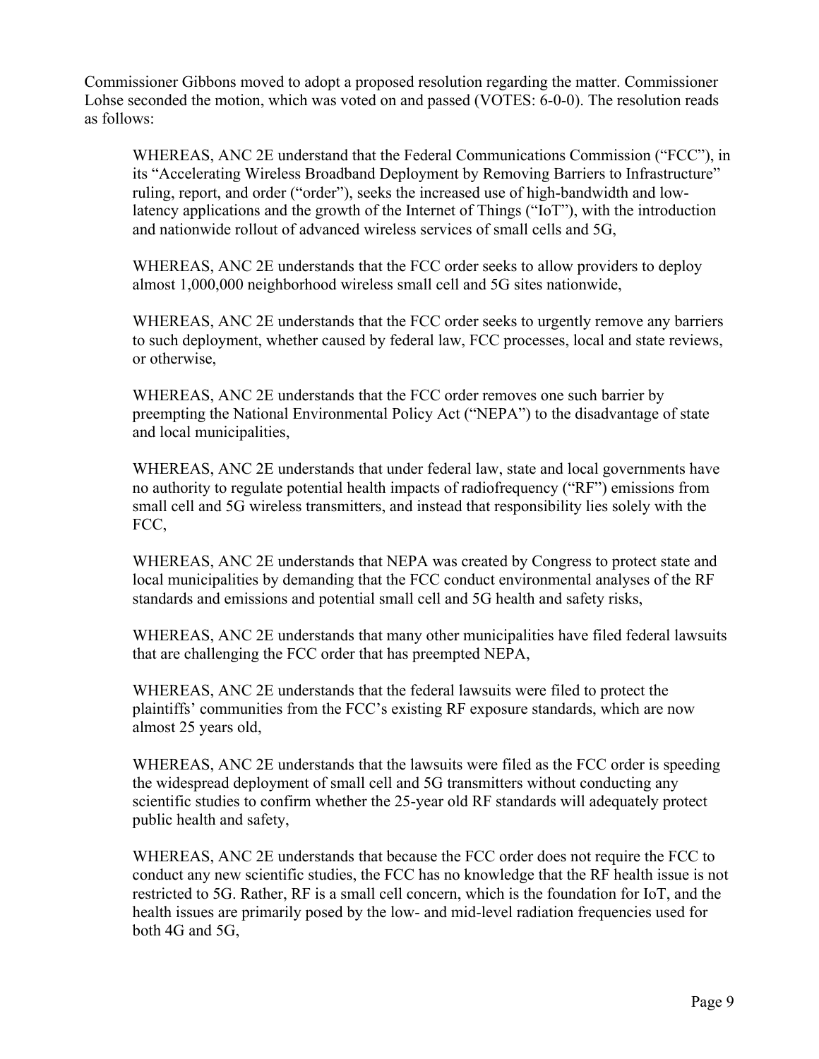Commissioner Gibbons moved to adopt a proposed resolution regarding the matter. Commissioner Lohse seconded the motion, which was voted on and passed (VOTES: 6-0-0). The resolution reads as follows:

> WHEREAS, ANC 2E understand that the Federal Communications Commission ("FCC"), in its "Accelerating Wireless Broadband Deployment by Removing Barriers to Infrastructure" ruling, report, and order ("order"), seeks the increased use of high-bandwidth and low-latency applications and the growth of the Internet of Things ("IoT"), with the introduction and nationwide rollout of advanced wireless services of small cells and 5G,
>
> WHEREAS, ANC 2E understands that the FCC order seeks to allow providers to deploy almost 1,000,000 neighborhood wireless small cell and 5G sites nationwide,
>
> WHEREAS, ANC 2E understands that the FCC order seeks to urgently remove any barriers to such deployment, whether caused by federal law, FCC processes, local and state reviews, or otherwise,
>
> WHEREAS, ANC 2E understands that the FCC order removes one such barrier by preempting the National Environmental Policy Act ("NEPA") to the disadvantage of state and local municipalities,
>
> WHEREAS, ANC 2E understands that under federal law, state and local governments have no authority to regulate potential health impacts of radiofrequency ("RF") emissions from small cell and 5G wireless transmitters, and instead that responsibility lies solely with the FCC,
>
> WHEREAS, ANC 2E understands that NEPA was created by Congress to protect state and local municipalities by demanding that the FCC conduct environmental analyses of the RF standards and emissions and potential small cell and 5G health and safety risks,
>
> WHEREAS, ANC 2E understands that many other municipalities have filed federal lawsuits that are challenging the FCC order that has preempted NEPA,
>
> WHEREAS, ANC 2E understands that the federal lawsuits were filed to protect the plaintiffs' communities from the FCC's existing RF exposure standards, which are now almost 25 years old,
>
> WHEREAS, ANC 2E understands that the lawsuits were filed as the FCC order is speeding the widespread deployment of small cell and 5G transmitters without conducting any scientific studies to confirm whether the 25-year old RF standards will adequately protect public health and safety,
>
> WHEREAS, ANC 2E understands that because the FCC order does not require the FCC to conduct any new scientific studies, the FCC has no knowledge that the RF health issue is not restricted to 5G. Rather, RF is a small cell concern, which is the foundation for IoT, and the health issues are primarily posed by the low- and mid-level radiation frequencies used for both 4G and 5G,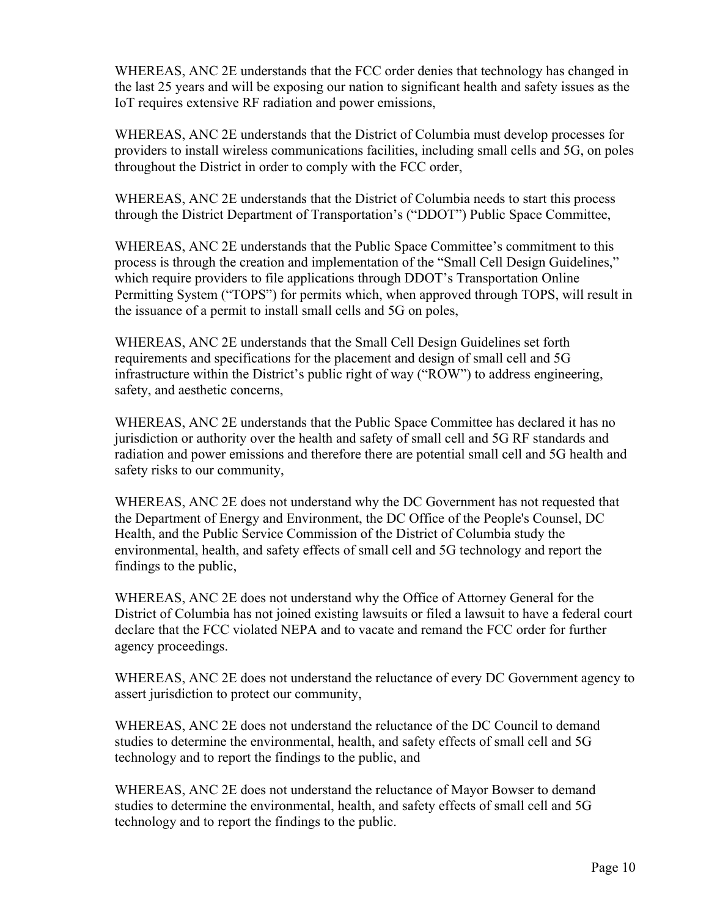WHEREAS, ANC 2E understands that the FCC order denies that technology has changed in the last 25 years and will be exposing our nation to significant health and safety issues as the IoT requires extensive RF radiation and power emissions,

WHEREAS, ANC 2E understands that the District of Columbia must develop processes for providers to install wireless communications facilities, including small cells and 5G, on poles throughout the District in order to comply with the FCC order,

WHEREAS, ANC 2E understands that the District of Columbia needs to start this process through the District Department of Transportation's ("DDOT") Public Space Committee,

WHEREAS, ANC 2E understands that the Public Space Committee's commitment to this process is through the creation and implementation of the "Small Cell Design Guidelines," which require providers to file applications through DDOT's Transportation Online Permitting System ("TOPS") for permits which, when approved through TOPS, will result in the issuance of a permit to install small cells and 5G on poles,

WHEREAS, ANC 2E understands that the Small Cell Design Guidelines set forth requirements and specifications for the placement and design of small cell and 5G infrastructure within the District's public right of way ("ROW") to address engineering, safety, and aesthetic concerns,

WHEREAS, ANC 2E understands that the Public Space Committee has declared it has no jurisdiction or authority over the health and safety of small cell and 5G RF standards and radiation and power emissions and therefore there are potential small cell and 5G health and safety risks to our community,

WHEREAS, ANC 2E does not understand why the DC Government has not requested that the Department of Energy and Environment, the DC Office of the People's Counsel, DC Health, and the Public Service Commission of the District of Columbia study the environmental, health, and safety effects of small cell and 5G technology and report the findings to the public,

WHEREAS, ANC 2E does not understand why the Office of Attorney General for the District of Columbia has not joined existing lawsuits or filed a lawsuit to have a federal court declare that the FCC violated NEPA and to vacate and remand the FCC order for further agency proceedings.

WHEREAS, ANC 2E does not understand the reluctance of every DC Government agency to assert jurisdiction to protect our community,

WHEREAS, ANC 2E does not understand the reluctance of the DC Council to demand studies to determine the environmental, health, and safety effects of small cell and 5G technology and to report the findings to the public, and

WHEREAS, ANC 2E does not understand the reluctance of Mayor Bowser to demand studies to determine the environmental, health, and safety effects of small cell and 5G technology and to report the findings to the public.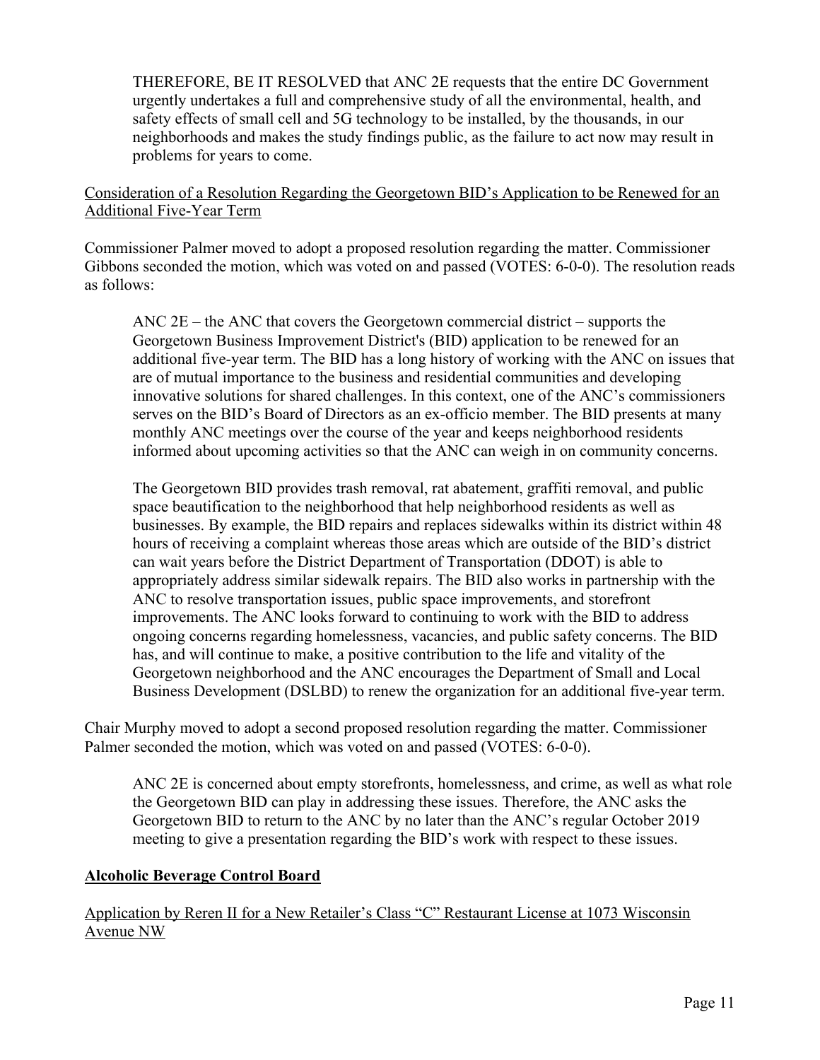THEREFORE, BE IT RESOLVED that ANC 2E requests that the entire DC Government urgently undertakes a full and comprehensive study of all the environmental, health, and safety effects of small cell and 5G technology to be installed, by the thousands, in our neighborhoods and makes the study findings public, as the failure to act now may result in problems for years to come.

<u>Consideration of a Resolution Regarding the Georgetown BID's Application to be Renewed for an Additional Five-Year Term</u>

Commissioner Palmer moved to adopt a proposed resolution regarding the matter. Commissioner Gibbons seconded the motion, which was voted on and passed (VOTES: 6-0-0). The resolution reads as follows:

> ANC 2E – the ANC that covers the Georgetown commercial district – supports the Georgetown Business Improvement District's (BID) application to be renewed for an additional five-year term. The BID has a long history of working with the ANC on issues that are of mutual importance to the business and residential communities and developing innovative solutions for shared challenges. In this context, one of the ANC's commissioners serves on the BID's Board of Directors as an ex-officio member. The BID presents at many monthly ANC meetings over the course of the year and keeps neighborhood residents informed about upcoming activities so that the ANC can weigh in on community concerns.
>
> The Georgetown BID provides trash removal, rat abatement, graffiti removal, and public space beautification to the neighborhood that help neighborhood residents as well as businesses. By example, the BID repairs and replaces sidewalks within its district within 48 hours of receiving a complaint whereas those areas which are outside of the BID's district can wait years before the District Department of Transportation (DDOT) is able to appropriately address similar sidewalk repairs. The BID also works in partnership with the ANC to resolve transportation issues, public space improvements, and storefront improvements. The ANC looks forward to continuing to work with the BID to address ongoing concerns regarding homelessness, vacancies, and public safety concerns. The BID has, and will continue to make, a positive contribution to the life and vitality of the Georgetown neighborhood and the ANC encourages the Department of Small and Local Business Development (DSLBD) to renew the organization for an additional five-year term.

Chair Murphy moved to adopt a second proposed resolution regarding the matter. Commissioner Palmer seconded the motion, which was voted on and passed (VOTES: 6-0-0).

> ANC 2E is concerned about empty storefronts, homelessness, and crime, as well as what role the Georgetown BID can play in addressing these issues. Therefore, the ANC asks the Georgetown BID to return to the ANC by no later than the ANC's regular October 2019 meeting to give a presentation regarding the BID's work with respect to these issues.

**<u>Alcoholic Beverage Control Board</u>**

<u>Application by Reren II for a New Retailer's Class "C" Restaurant License at 1073 Wisconsin Avenue NW</u>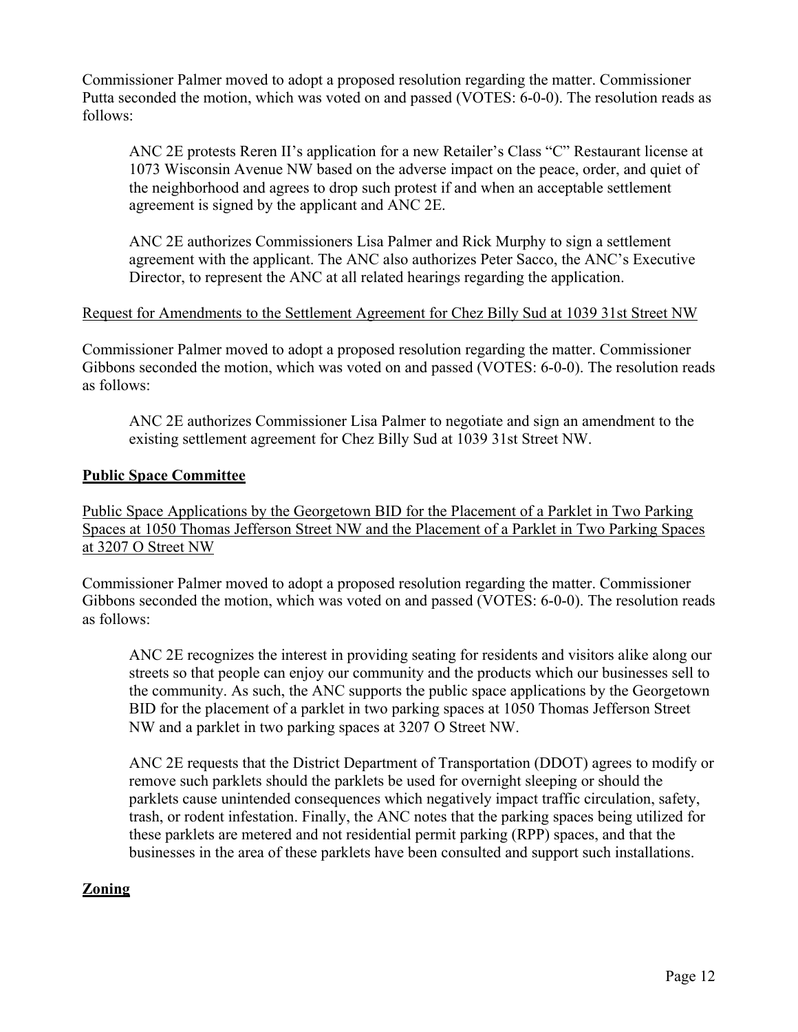Commissioner Palmer moved to adopt a proposed resolution regarding the matter. Commissioner Putta seconded the motion, which was voted on and passed (VOTES: 6-0-0). The resolution reads as follows:

> ANC 2E protests Reren II's application for a new Retailer's Class "C" Restaurant license at 1073 Wisconsin Avenue NW based on the adverse impact on the peace, order, and quiet of the neighborhood and agrees to drop such protest if and when an acceptable settlement agreement is signed by the applicant and ANC 2E.
>
> ANC 2E authorizes Commissioners Lisa Palmer and Rick Murphy to sign a settlement agreement with the applicant. The ANC also authorizes Peter Sacco, the ANC's Executive Director, to represent the ANC at all related hearings regarding the application.

<u>Request for Amendments to the Settlement Agreement for Chez Billy Sud at 1039 31st Street NW</u>

Commissioner Palmer moved to adopt a proposed resolution regarding the matter. Commissioner Gibbons seconded the motion, which was voted on and passed (VOTES: 6-0-0). The resolution reads as follows:

> ANC 2E authorizes Commissioner Lisa Palmer to negotiate and sign an amendment to the existing settlement agreement for Chez Billy Sud at 1039 31st Street NW.

## Public Space Committee

<u>Public Space Applications by the Georgetown BID for the Placement of a Parklet in Two Parking Spaces at 1050 Thomas Jefferson Street NW and the Placement of a Parklet in Two Parking Spaces at 3207 O Street NW</u>

Commissioner Palmer moved to adopt a proposed resolution regarding the matter. Commissioner Gibbons seconded the motion, which was voted on and passed (VOTES: 6-0-0). The resolution reads as follows:

> ANC 2E recognizes the interest in providing seating for residents and visitors alike along our streets so that people can enjoy our community and the products which our businesses sell to the community. As such, the ANC supports the public space applications by the Georgetown BID for the placement of a parklet in two parking spaces at 1050 Thomas Jefferson Street NW and a parklet in two parking spaces at 3207 O Street NW.
>
> ANC 2E requests that the District Department of Transportation (DDOT) agrees to modify or remove such parklets should the parklets be used for overnight sleeping or should the parklets cause unintended consequences which negatively impact traffic circulation, safety, trash, or rodent infestation. Finally, the ANC notes that the parking spaces being utilized for these parklets are metered and not residential permit parking (RPP) spaces, and that the businesses in the area of these parklets have been consulted and support such installations.

## Zoning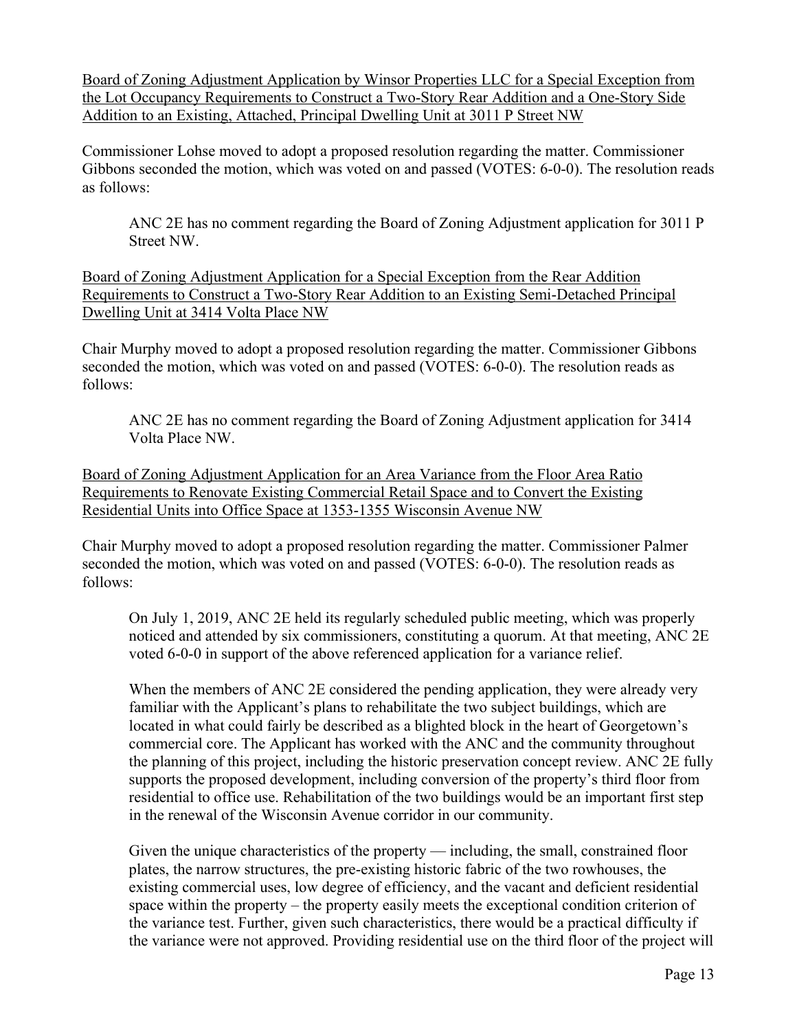Board of Zoning Adjustment Application by Winsor Properties LLC for a Special Exception from the Lot Occupancy Requirements to Construct a Two-Story Rear Addition and a One-Story Side Addition to an Existing, Attached, Principal Dwelling Unit at 3011 P Street NW

Commissioner Lohse moved to adopt a proposed resolution regarding the matter. Commissioner Gibbons seconded the motion, which was voted on and passed (VOTES: 6-0-0). The resolution reads as follows:

> ANC 2E has no comment regarding the Board of Zoning Adjustment application for 3011 P Street NW.

Board of Zoning Adjustment Application for a Special Exception from the Rear Addition Requirements to Construct a Two-Story Rear Addition to an Existing Semi-Detached Principal Dwelling Unit at 3414 Volta Place NW

Chair Murphy moved to adopt a proposed resolution regarding the matter. Commissioner Gibbons seconded the motion, which was voted on and passed (VOTES: 6-0-0). The resolution reads as follows:

> ANC 2E has no comment regarding the Board of Zoning Adjustment application for 3414 Volta Place NW.

Board of Zoning Adjustment Application for an Area Variance from the Floor Area Ratio Requirements to Renovate Existing Commercial Retail Space and to Convert the Existing Residential Units into Office Space at 1353-1355 Wisconsin Avenue NW

Chair Murphy moved to adopt a proposed resolution regarding the matter. Commissioner Palmer seconded the motion, which was voted on and passed (VOTES: 6-0-0). The resolution reads as follows:

> On July 1, 2019, ANC 2E held its regularly scheduled public meeting, which was properly noticed and attended by six commissioners, constituting a quorum. At that meeting, ANC 2E voted 6-0-0 in support of the above referenced application for a variance relief.
>
> When the members of ANC 2E considered the pending application, they were already very familiar with the Applicant's plans to rehabilitate the two subject buildings, which are located in what could fairly be described as a blighted block in the heart of Georgetown's commercial core. The Applicant has worked with the ANC and the community throughout the planning of this project, including the historic preservation concept review. ANC 2E fully supports the proposed development, including conversion of the property's third floor from residential to office use. Rehabilitation of the two buildings would be an important first step in the renewal of the Wisconsin Avenue corridor in our community.
>
> Given the unique characteristics of the property — including, the small, constrained floor plates, the narrow structures, the pre-existing historic fabric of the two rowhouses, the existing commercial uses, low degree of efficiency, and the vacant and deficient residential space within the property – the property easily meets the exceptional condition criterion of the variance test. Further, given such characteristics, there would be a practical difficulty if the variance were not approved. Providing residential use on the third floor of the project will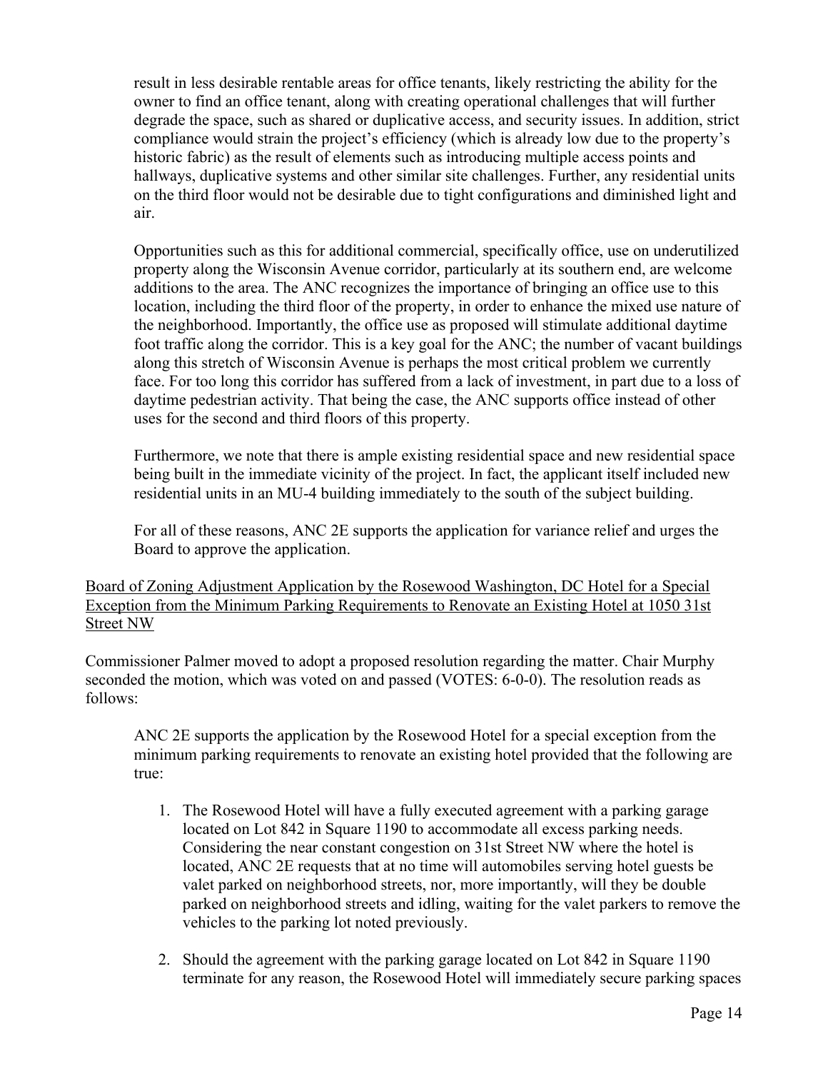result in less desirable rentable areas for office tenants, likely restricting the ability for the owner to find an office tenant, along with creating operational challenges that will further degrade the space, such as shared or duplicative access, and security issues. In addition, strict compliance would strain the project's efficiency (which is already low due to the property's historic fabric) as the result of elements such as introducing multiple access points and hallways, duplicative systems and other similar site challenges. Further, any residential units on the third floor would not be desirable due to tight configurations and diminished light and air.

Opportunities such as this for additional commercial, specifically office, use on underutilized property along the Wisconsin Avenue corridor, particularly at its southern end, are welcome additions to the area. The ANC recognizes the importance of bringing an office use to this location, including the third floor of the property, in order to enhance the mixed use nature of the neighborhood. Importantly, the office use as proposed will stimulate additional daytime foot traffic along the corridor. This is a key goal for the ANC; the number of vacant buildings along this stretch of Wisconsin Avenue is perhaps the most critical problem we currently face. For too long this corridor has suffered from a lack of investment, in part due to a loss of daytime pedestrian activity. That being the case, the ANC supports office instead of other uses for the second and third floors of this property.

Furthermore, we note that there is ample existing residential space and new residential space being built in the immediate vicinity of the project. In fact, the applicant itself included new residential units in an MU-4 building immediately to the south of the subject building.

For all of these reasons, ANC 2E supports the application for variance relief and urges the Board to approve the application.

<u>Board of Zoning Adjustment Application by the Rosewood Washington, DC Hotel for a Special Exception from the Minimum Parking Requirements to Renovate an Existing Hotel at 1050 31st Street NW</u>

Commissioner Palmer moved to adopt a proposed resolution regarding the matter. Chair Murphy seconded the motion, which was voted on and passed (VOTES: 6-0-0). The resolution reads as follows:

ANC 2E supports the application by the Rosewood Hotel for a special exception from the minimum parking requirements to renovate an existing hotel provided that the following are true:

1. The Rosewood Hotel will have a fully executed agreement with a parking garage located on Lot 842 in Square 1190 to accommodate all excess parking needs. Considering the near constant congestion on 31st Street NW where the hotel is located, ANC 2E requests that at no time will automobiles serving hotel guests be valet parked on neighborhood streets, nor, more importantly, will they be double parked on neighborhood streets and idling, waiting for the valet parkers to remove the vehicles to the parking lot noted previously.

2. Should the agreement with the parking garage located on Lot 842 in Square 1190 terminate for any reason, the Rosewood Hotel will immediately secure parking spaces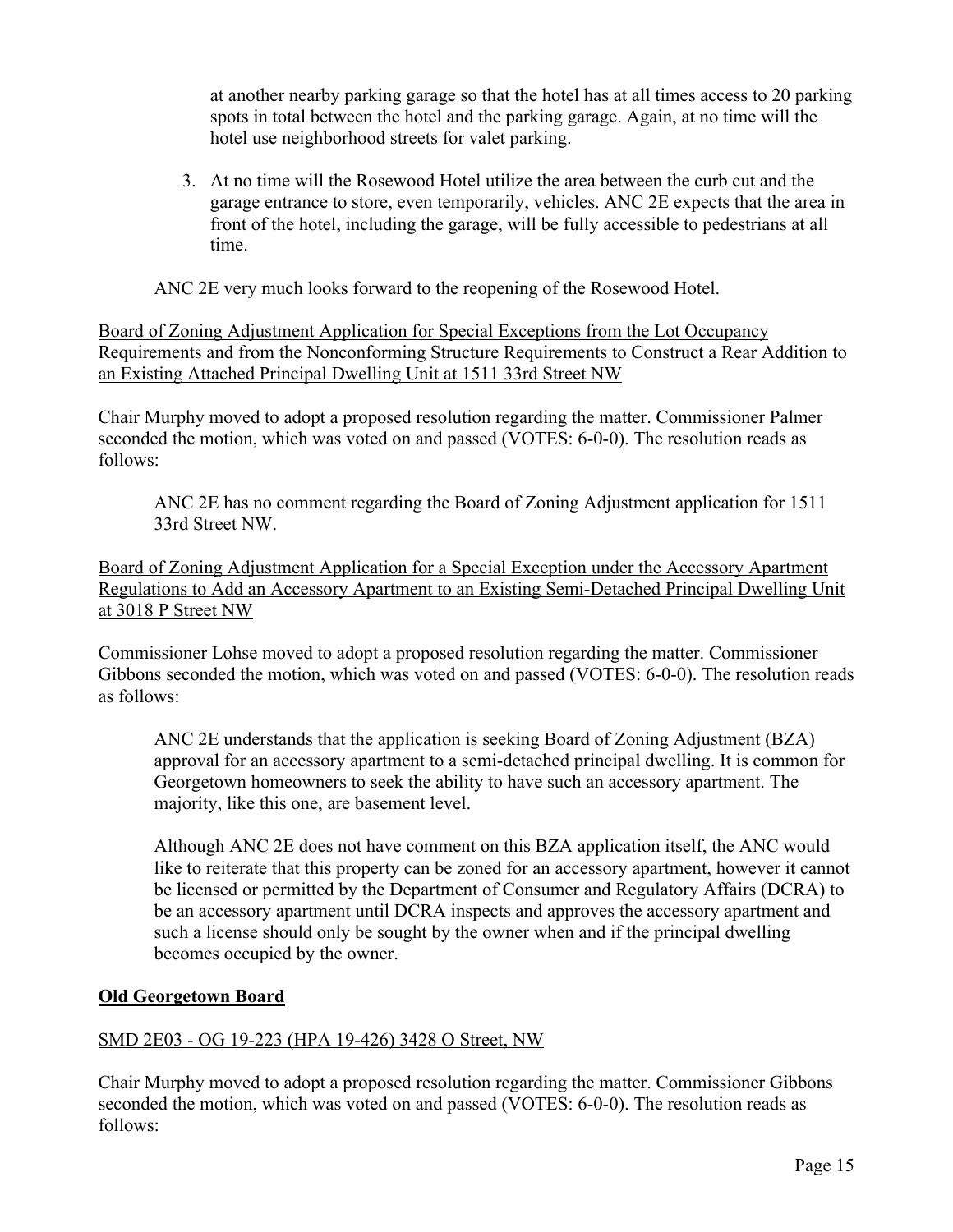at another nearby parking garage so that the hotel has at all times access to 20 parking spots in total between the hotel and the parking garage. Again, at no time will the hotel use neighborhood streets for valet parking.

3. At no time will the Rosewood Hotel utilize the area between the curb cut and the garage entrance to store, even temporarily, vehicles. ANC 2E expects that the area in front of the hotel, including the garage, will be fully accessible to pedestrians at all time.

ANC 2E very much looks forward to the reopening of the Rosewood Hotel.

Board of Zoning Adjustment Application for Special Exceptions from the Lot Occupancy Requirements and from the Nonconforming Structure Requirements to Construct a Rear Addition to an Existing Attached Principal Dwelling Unit at 1511 33rd Street NW

Chair Murphy moved to adopt a proposed resolution regarding the matter. Commissioner Palmer seconded the motion, which was voted on and passed (VOTES: 6-0-0). The resolution reads as follows:

> ANC 2E has no comment regarding the Board of Zoning Adjustment application for 1511 33rd Street NW.

Board of Zoning Adjustment Application for a Special Exception under the Accessory Apartment Regulations to Add an Accessory Apartment to an Existing Semi-Detached Principal Dwelling Unit at 3018 P Street NW

Commissioner Lohse moved to adopt a proposed resolution regarding the matter. Commissioner Gibbons seconded the motion, which was voted on and passed (VOTES: 6-0-0). The resolution reads as follows:

> ANC 2E understands that the application is seeking Board of Zoning Adjustment (BZA) approval for an accessory apartment to a semi-detached principal dwelling. It is common for Georgetown homeowners to seek the ability to have such an accessory apartment. The majority, like this one, are basement level.
>
> Although ANC 2E does not have comment on this BZA application itself, the ANC would like to reiterate that this property can be zoned for an accessory apartment, however it cannot be licensed or permitted by the Department of Consumer and Regulatory Affairs (DCRA) to be an accessory apartment until DCRA inspects and approves the accessory apartment and such a license should only be sought by the owner when and if the principal dwelling becomes occupied by the owner.

**Old Georgetown Board**

SMD 2E03 - OG 19-223 (HPA 19-426) 3428 O Street, NW

Chair Murphy moved to adopt a proposed resolution regarding the matter. Commissioner Gibbons seconded the motion, which was voted on and passed (VOTES: 6-0-0). The resolution reads as follows: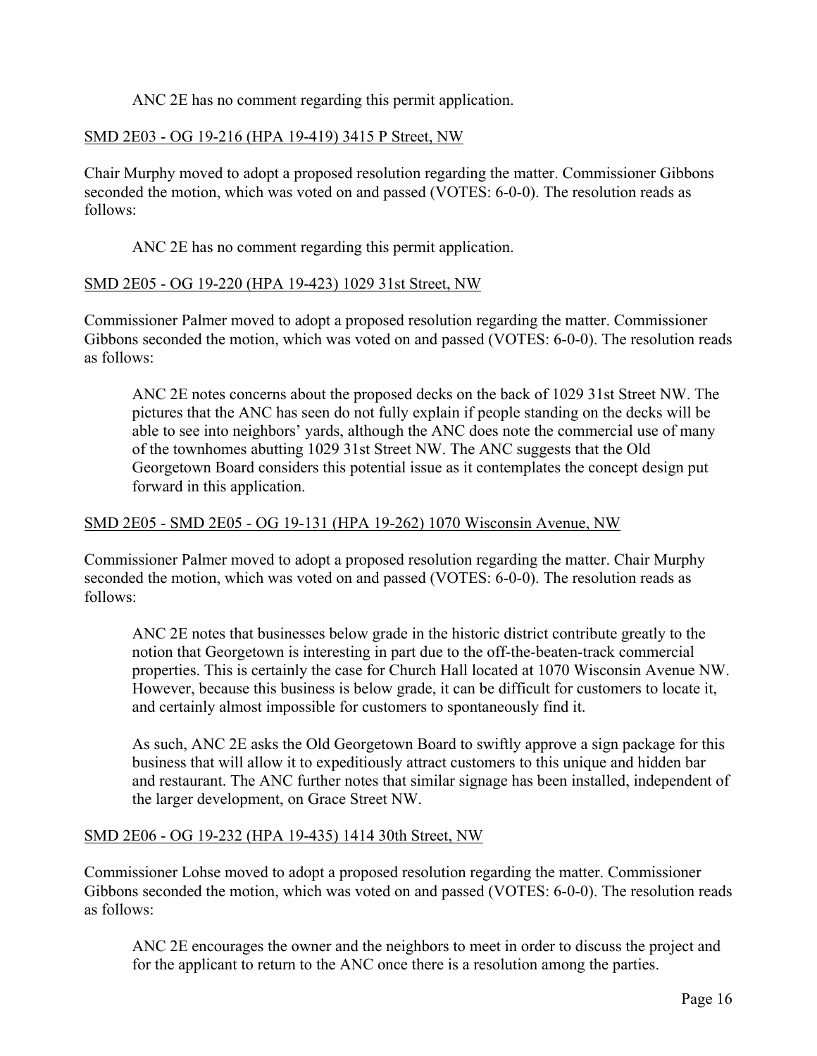ANC 2E has no comment regarding this permit application.

SMD 2E03 - OG 19-216 (HPA 19-419) 3415 P Street, NW

Chair Murphy moved to adopt a proposed resolution regarding the matter. Commissioner Gibbons seconded the motion, which was voted on and passed (VOTES: 6-0-0). The resolution reads as follows:

> ANC 2E has no comment regarding this permit application.

SMD 2E05 - OG 19-220 (HPA 19-423) 1029 31st Street, NW

Commissioner Palmer moved to adopt a proposed resolution regarding the matter. Commissioner Gibbons seconded the motion, which was voted on and passed (VOTES: 6-0-0). The resolution reads as follows:

> ANC 2E notes concerns about the proposed decks on the back of 1029 31st Street NW. The pictures that the ANC has seen do not fully explain if people standing on the decks will be able to see into neighbors' yards, although the ANC does note the commercial use of many of the townhomes abutting 1029 31st Street NW. The ANC suggests that the Old Georgetown Board considers this potential issue as it contemplates the concept design put forward in this application.

SMD 2E05 - SMD 2E05 - OG 19-131 (HPA 19-262) 1070 Wisconsin Avenue, NW

Commissioner Palmer moved to adopt a proposed resolution regarding the matter. Chair Murphy seconded the motion, which was voted on and passed (VOTES: 6-0-0). The resolution reads as follows:

> ANC 2E notes that businesses below grade in the historic district contribute greatly to the notion that Georgetown is interesting in part due to the off-the-beaten-track commercial properties. This is certainly the case for Church Hall located at 1070 Wisconsin Avenue NW. However, because this business is below grade, it can be difficult for customers to locate it, and certainly almost impossible for customers to spontaneously find it.
>
> As such, ANC 2E asks the Old Georgetown Board to swiftly approve a sign package for this business that will allow it to expeditiously attract customers to this unique and hidden bar and restaurant. The ANC further notes that similar signage has been installed, independent of the larger development, on Grace Street NW.

SMD 2E06 - OG 19-232 (HPA 19-435) 1414 30th Street, NW

Commissioner Lohse moved to adopt a proposed resolution regarding the matter. Commissioner Gibbons seconded the motion, which was voted on and passed (VOTES: 6-0-0). The resolution reads as follows:

> ANC 2E encourages the owner and the neighbors to meet in order to discuss the project and for the applicant to return to the ANC once there is a resolution among the parties.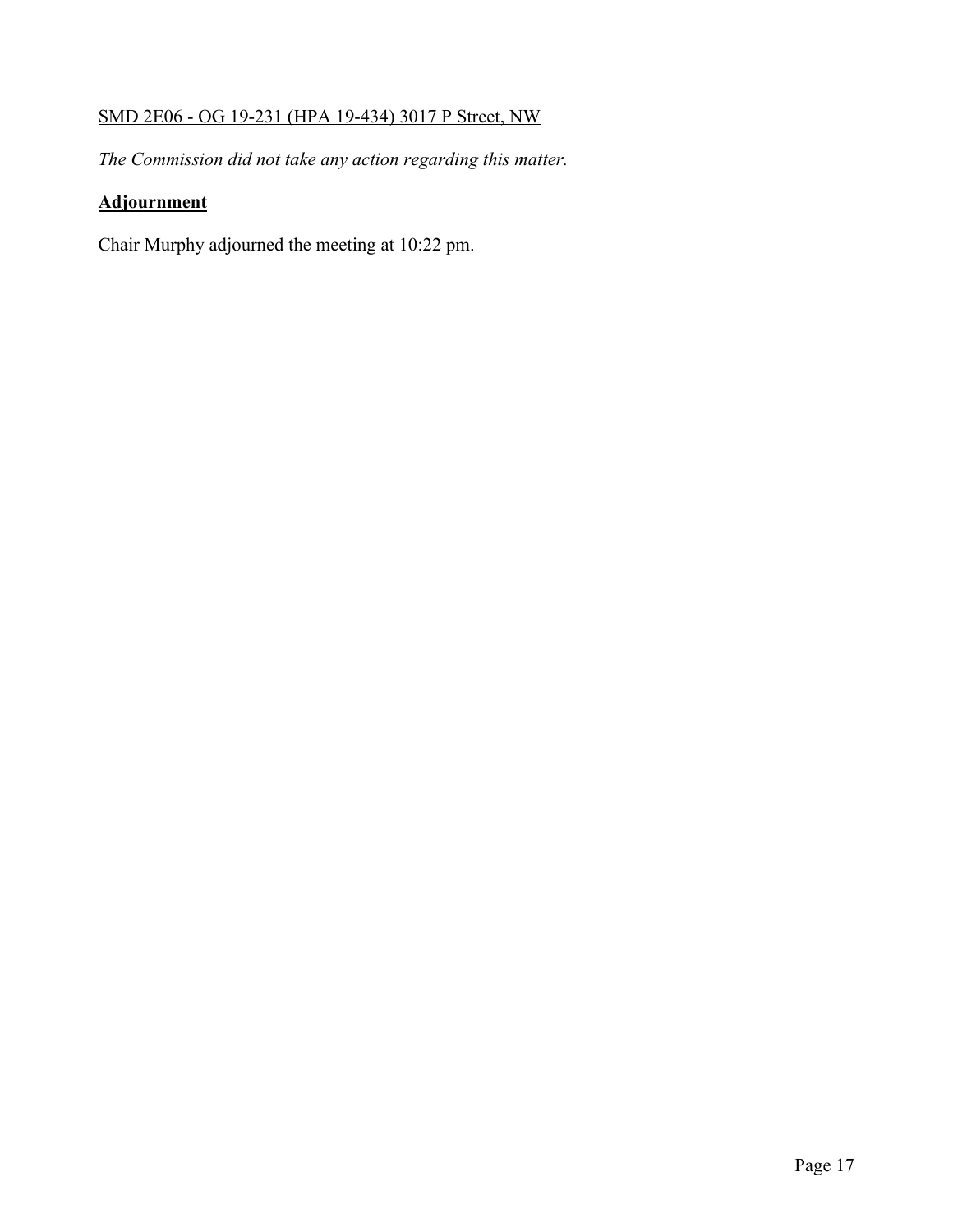<u>SMD 2E06 - OG 19-231 (HPA 19-434) 3017 P Street, NW</u>

*The Commission did not take any action regarding this matter.*

**<u>Adjournment</u>**

Chair Murphy adjourned the meeting at 10:22 pm.